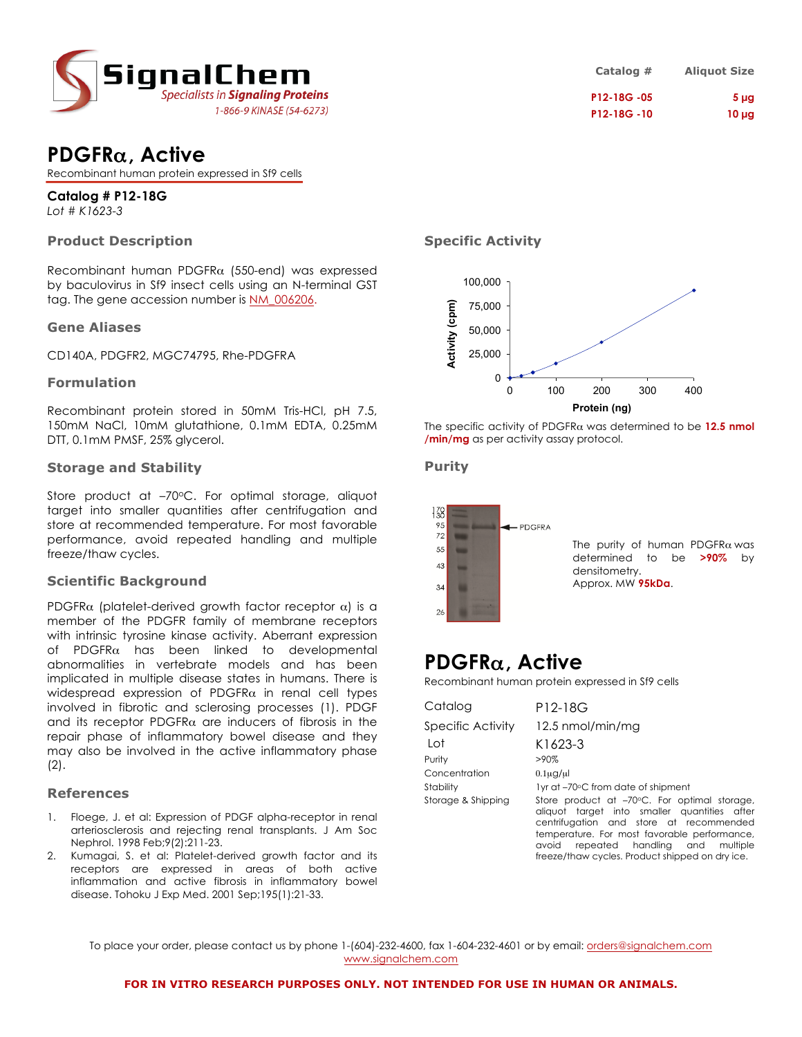SignalChem
*Specialists in Signaling Proteins*
1-866-9 KINASE (54-6273)

| Catalog # | Aliquot Size |
|---|---|
| P12-18G -05 | 5 µg |
| P12-18G -10 | 10 µg |

# PDGFRα, Active

Recombinant human protein expressed in Sf9 cells

**Catalog # P12-18G**
*Lot # K1623-3*

## Product Description

Recombinant human PDGFRα (550-end) was expressed by baculovirus in Sf9 insect cells using an N-terminal GST tag. The gene accession number is NM_006206.

## Gene Aliases

CD140A, PDGFR2, MGC74795, Rhe-PDGFRA

## Formulation

Recombinant protein stored in 50mM Tris-HCl, pH 7.5, 150mM NaCl, 10mM glutathione, 0.1mM EDTA, 0.25mM DTT, 0.1mM PMSF, 25% glycerol.

## Storage and Stability

Store product at –70°C. For optimal storage, aliquot target into smaller quantities after centrifugation and store at recommended temperature. For most favorable performance, avoid repeated handling and multiple freeze/thaw cycles.

## Scientific Background

PDGFRα (platelet-derived growth factor receptor α) is a member of the PDGFR family of membrane receptors with intrinsic tyrosine kinase activity. Aberrant expression of PDGFRα has been linked to developmental abnormalities in vertebrate models and has been implicated in multiple disease states in humans. There is widespread expression of PDGFRα in renal cell types involved in fibrotic and sclerosing processes (1). PDGF and its receptor PDGFRα are inducers of fibrosis in the repair phase of inflammatory bowel disease and they may also be involved in the active inflammatory phase (2).

## References

1. Floege, J. et al: Expression of PDGF alpha-receptor in renal arteriosclerosis and rejecting renal transplants. J Am Soc Nephrol. 1998 Feb;9(2):211-23.
2. Kumagai, S. et al: Platelet-derived growth factor and its receptors are expressed in areas of both active inflammation and active fibrosis in inflammatory bowel disease. Tohoku J Exp Med. 2001 Sep;195(1):21-33.

## Specific Activity

The specific activity of PDGFRα was determined to be **12.5 nmol /min/mg** as per activity assay protocol.

## Purity

The purity of human PDGFRα was determined to be **>90%** by densitometry.
Approx. MW **95kDa**.

# PDGFRα, Active

Recombinant human protein expressed in Sf9 cells

| | |
|---|---|
| Catalog | P12-18G |
| Specific Activity | 12.5 nmol/min/mg |
| Lot | K1623-3 |
| Purity | >90% |
| Concentration | 0.1µg/µl |
| Stability | 1yr at –70°C from date of shipment |
| Storage & Shipping | Store product at –70°C. For optimal storage, aliquot target into smaller quantities after centrifugation and store at recommended temperature. For most favorable performance, avoid repeated handling and multiple freeze/thaw cycles. Product shipped on dry ice. |

To place your order, please contact us by phone 1-(604)-232-4600, fax 1-604-232-4601 or by email: orders@signalchem.com
www.signalchem.com

**FOR IN VITRO RESEARCH PURPOSES ONLY. NOT INTENDED FOR USE IN HUMAN OR ANIMALS.**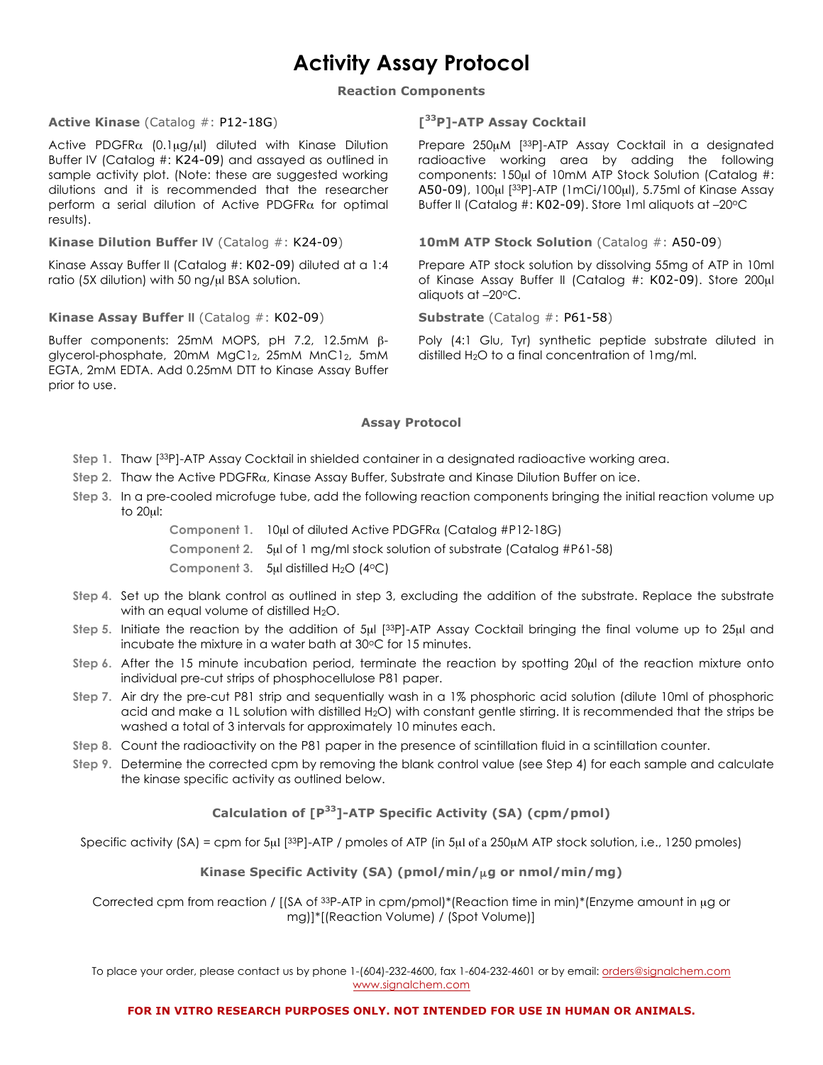# Activity Assay Protocol

**Reaction Components**

**Active Kinase** (Catalog #: P12-18G)

Active PDGFRα (0.1μg/μl) diluted with Kinase Dilution Buffer IV (Catalog #: K24-09) and assayed as outlined in sample activity plot. (Note: these are suggested working dilutions and it is recommended that the researcher perform a serial dilution of Active PDGFRα for optimal results).

**Kinase Dilution Buffer IV** (Catalog #: K24-09)

Kinase Assay Buffer II (Catalog #: K02-09) diluted at a 1:4 ratio (5X dilution) with 50 ng/μl BSA solution.

**Kinase Assay Buffer II** (Catalog #: K02-09)

Buffer components: 25mM MOPS, pH 7.2, 12.5mM β-glycerol-phosphate, 20mM $MgCl_2$, 25mM $MnCl_2$, 5mM EGTA, 2mM EDTA. Add 0.25mM DTT to Kinase Assay Buffer prior to use.

**[$^{33}$P]-ATP Assay Cocktail**

Prepare 250μM [$^{33}$P]-ATP Assay Cocktail in a designated radioactive working area by adding the following components: 150μl of 10mM ATP Stock Solution (Catalog #: A50-09), 100μl [$^{33}$P]-ATP (1mCi/100μl), 5.75ml of Kinase Assay Buffer II (Catalog #: K02-09). Store 1ml aliquots at –20°C

**10mM ATP Stock Solution** (Catalog #: A50-09)

Prepare ATP stock solution by dissolving 55mg of ATP in 10ml of Kinase Assay Buffer II (Catalog #: K02-09). Store 200μl aliquots at –20°C.

**Substrate** (Catalog #: P61-58)

Poly (4:1 Glu, Tyr) synthetic peptide substrate diluted in distilled $H_2O$ to a final concentration of 1mg/ml.

**Assay Protocol**

- **Step 1.** Thaw [$^{33}$P]-ATP Assay Cocktail in shielded container in a designated radioactive working area.
- **Step 2.** Thaw the Active PDGFRα, Kinase Assay Buffer, Substrate and Kinase Dilution Buffer on ice.
- **Step 3.** In a pre-cooled microfuge tube, add the following reaction components bringing the initial reaction volume up to 20μl:
  - **Component 1.** 10μl of diluted Active PDGFRα (Catalog #P12-18G)
  - **Component 2.** 5μl of 1 mg/ml stock solution of substrate (Catalog #P61-58)
  - **Component 3.** 5μl distilled $H_2O$ (4°C)
- **Step 4.** Set up the blank control as outlined in step 3, excluding the addition of the substrate. Replace the substrate with an equal volume of distilled $H_2O$.
- **Step 5.** Initiate the reaction by the addition of 5μl [$^{33}$P]-ATP Assay Cocktail bringing the final volume up to 25μl and incubate the mixture in a water bath at 30°C for 15 minutes.
- **Step 6.** After the 15 minute incubation period, terminate the reaction by spotting 20μl of the reaction mixture onto individual pre-cut strips of phosphocellulose P81 paper.
- **Step 7.** Air dry the pre-cut P81 strip and sequentially wash in a 1% phosphoric acid solution (dilute 10ml of phosphoric acid and make a 1L solution with distilled $H_2O$) with constant gentle stirring. It is recommended that the strips be washed a total of 3 intervals for approximately 10 minutes each.
- **Step 8.** Count the radioactivity on the P81 paper in the presence of scintillation fluid in a scintillation counter.
- **Step 9.** Determine the corrected cpm by removing the blank control value (see Step 4) for each sample and calculate the kinase specific activity as outlined below.

**Calculation of [P$^{33}$]-ATP Specific Activity (SA) (cpm/pmol)**

Specific activity (SA) = cpm for 5μl [$^{33}$P]-ATP / pmoles of ATP (in 5μl of a 250μM ATP stock solution, i.e., 1250 pmoles)

**Kinase Specific Activity (SA) (pmol/min/μg or nmol/min/mg)**

Corrected cpm from reaction / [(SA of $^{33}$P-ATP in cpm/pmol)*(Reaction time in min)*(Enzyme amount in μg or mg)]*[(Reaction Volume) / (Spot Volume)]

To place your order, please contact us by phone 1-(604)-232-4600, fax 1-604-232-4601 or by email: orders@signalchem.com
www.signalchem.com

**FOR IN VITRO RESEARCH PURPOSES ONLY. NOT INTENDED FOR USE IN HUMAN OR ANIMALS.**